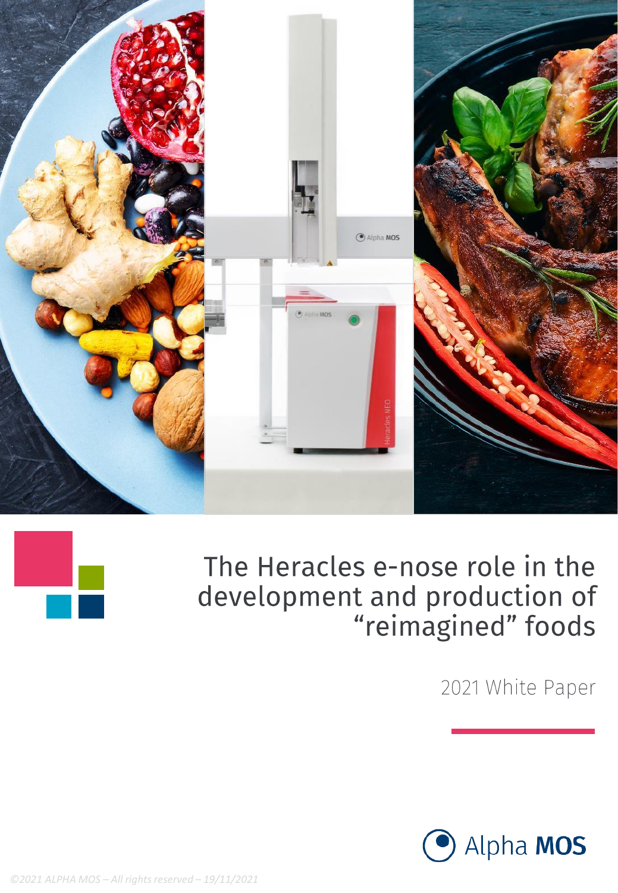# The Heracles e-nose role in the development and production of “reimagined” foods

2021 White Paper

Alpha MOS

*©2021 ALPHA MOS – All rights reserved – 19/11/2021*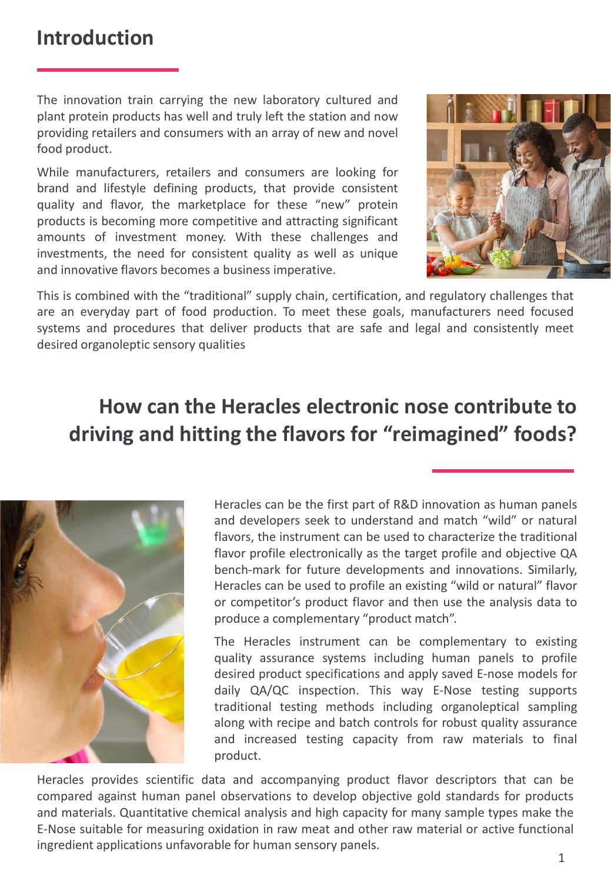# Introduction

The innovation train carrying the new laboratory cultured and plant protein products has well and truly left the station and now providing retailers and consumers with an array of new and novel food product.

While manufacturers, retailers and consumers are looking for brand and lifestyle defining products, that provide consistent quality and flavor, the marketplace for these "new" protein products is becoming more competitive and attracting significant amounts of investment money. With these challenges and investments, the need for consistent quality as well as unique and innovative flavors becomes a business imperative.

This is combined with the "traditional" supply chain, certification, and regulatory challenges that are an everyday part of food production. To meet these goals, manufacturers need focused systems and procedures that deliver products that are safe and legal and consistently meet desired organoleptic sensory qualities

## How can the Heracles electronic nose contribute to driving and hitting the flavors for "reimagined" foods?

Heracles can be the first part of R&D innovation as human panels and developers seek to understand and match "wild" or natural flavors, the instrument can be used to characterize the traditional flavor profile electronically as the target profile and objective QA bench-mark for future developments and innovations. Similarly, Heracles can be used to profile an existing "wild or natural" flavor or competitor's product flavor and then use the analysis data to produce a complementary "product match".

The Heracles instrument can be complementary to existing quality assurance systems including human panels to profile desired product specifications and apply saved E-nose models for daily QA/QC inspection. This way E-Nose testing supports traditional testing methods including organoleptical sampling along with recipe and batch controls for robust quality assurance and increased testing capacity from raw materials to final product.

Heracles provides scientific data and accompanying product flavor descriptors that can be compared against human panel observations to develop objective gold standards for products and materials. Quantitative chemical analysis and high capacity for many sample types make the E-Nose suitable for measuring oxidation in raw meat and other raw material or active functional ingredient applications unfavorable for human sensory panels.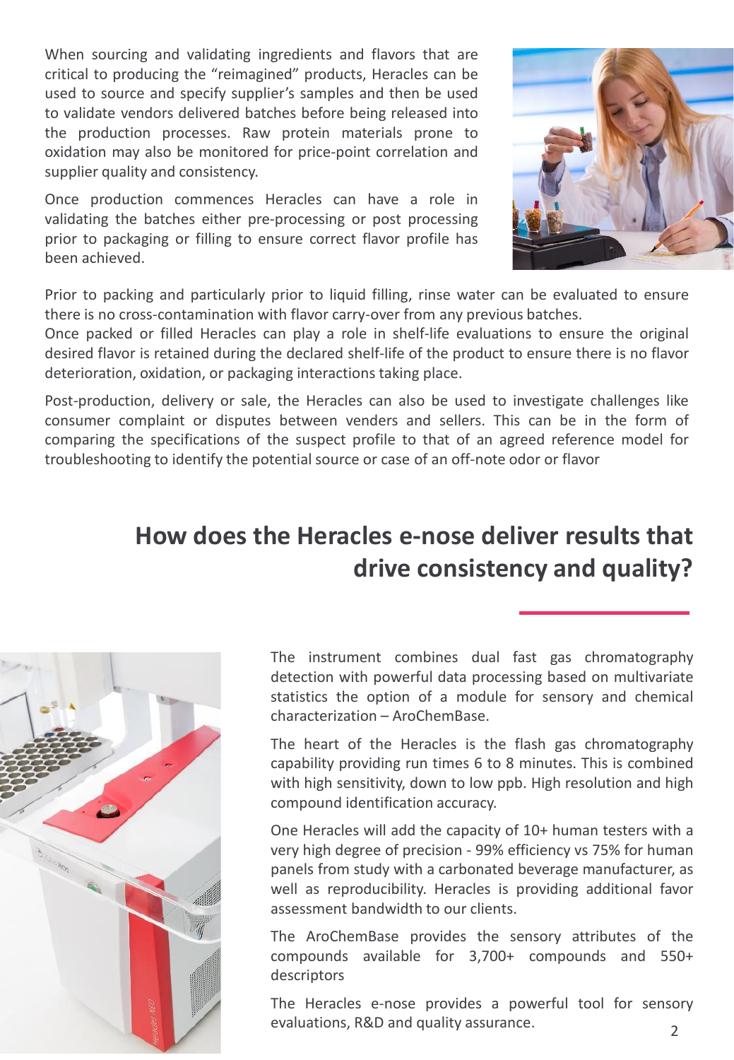When sourcing and validating ingredients and flavors that are critical to producing the “reimagined” products, Heracles can be used to source and specify supplier’s samples and then be used to validate vendors delivered batches before being released into the production processes. Raw protein materials prone to oxidation may also be monitored for price-point correlation and supplier quality and consistency.

Once production commences Heracles can have a role in validating the batches either pre-processing or post processing prior to packaging or filling to ensure correct flavor profile has been achieved.

Prior to packing and particularly prior to liquid filling, rinse water can be evaluated to ensure there is no cross-contamination with flavor carry-over from any previous batches.
Once packed or filled Heracles can play a role in shelf-life evaluations to ensure the original desired flavor is retained during the declared shelf-life of the product to ensure there is no flavor deterioration, oxidation, or packaging interactions taking place.

Post-production, delivery or sale, the Heracles can also be used to investigate challenges like consumer complaint or disputes between venders and sellers. This can be in the form of comparing the specifications of the suspect profile to that of an agreed reference model for troubleshooting to identify the potential source or case of an off-note odor or flavor

## How does the Heracles e-nose deliver results that drive consistency and quality?

The instrument combines dual fast gas chromatography detection with powerful data processing based on multivariate statistics the option of a module for sensory and chemical characterization – AroChemBase.

The heart of the Heracles is the flash gas chromatography capability providing run times 6 to 8 minutes. This is combined with high sensitivity, down to low ppb. High resolution and high compound identification accuracy.

One Heracles will add the capacity of 10+ human testers with a very high degree of precision - 99% efficiency vs 75% for human panels from study with a carbonated beverage manufacturer, as well as reproducibility. Heracles is providing additional favor assessment bandwidth to our clients.

The AroChemBase provides the sensory attributes of the compounds available for 3,700+ compounds and 550+ descriptors

The Heracles e-nose provides a powerful tool for sensory evaluations, R&D and quality assurance.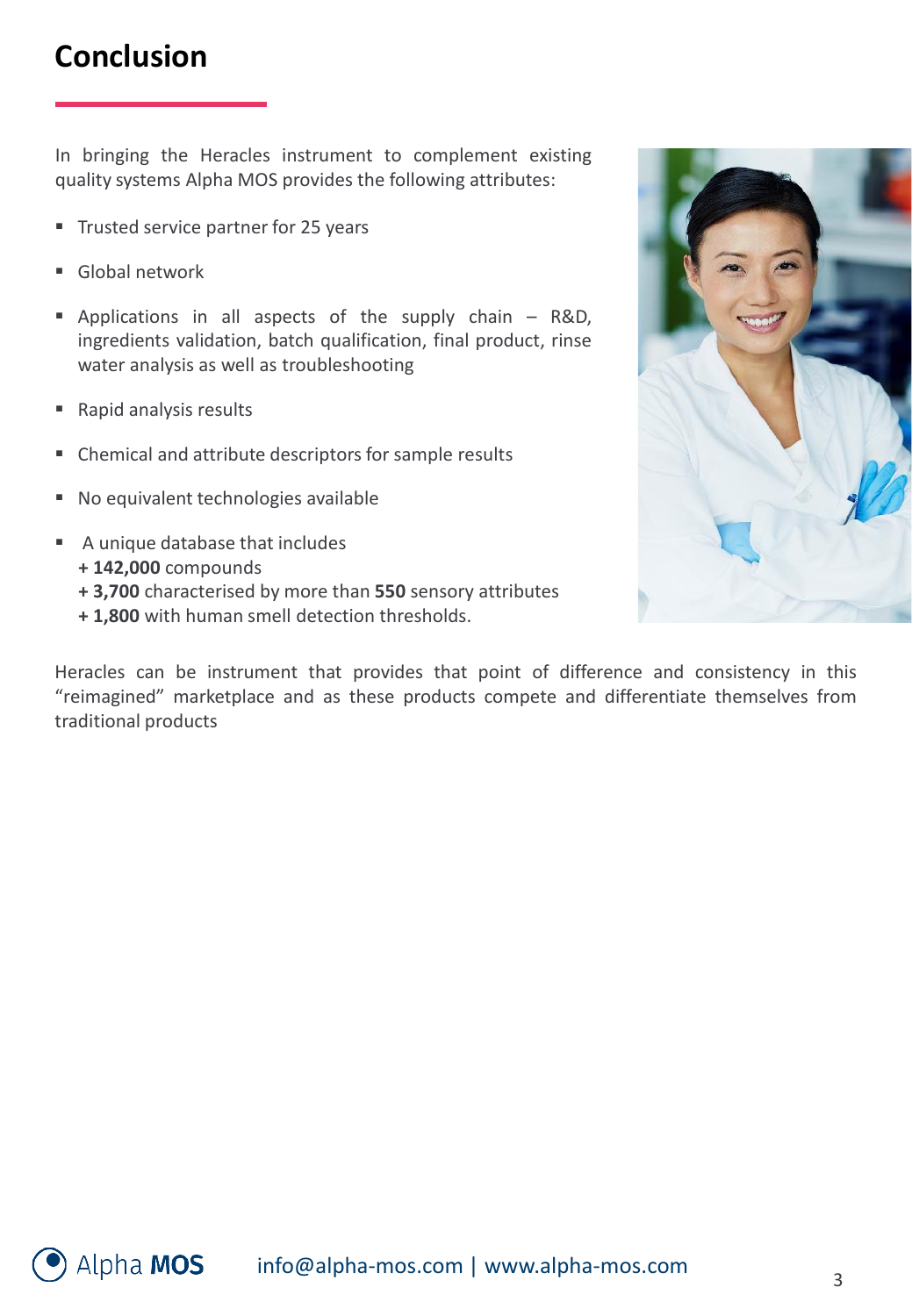## Conclusion

In bringing the Heracles instrument to complement existing quality systems Alpha MOS provides the following attributes:

- Trusted service partner for 25 years
- Global network
- Applications in all aspects of the supply chain – R&D, ingredients validation, batch qualification, final product, rinse water analysis as well as troubleshooting
- Rapid analysis results
- Chemical and attribute descriptors for sample results
- No equivalent technologies available
- A unique database that includes
  **+ 142,000** compounds
  **+ 3,700** characterised by more than **550** sensory attributes
  **+ 1,800** with human smell detection thresholds.

Heracles can be instrument that provides that point of difference and consistency in this "reimagined" marketplace and as these products compete and differentiate themselves from traditional products

Alpha **MOS** info@alpha-mos.com | www.alpha-mos.com